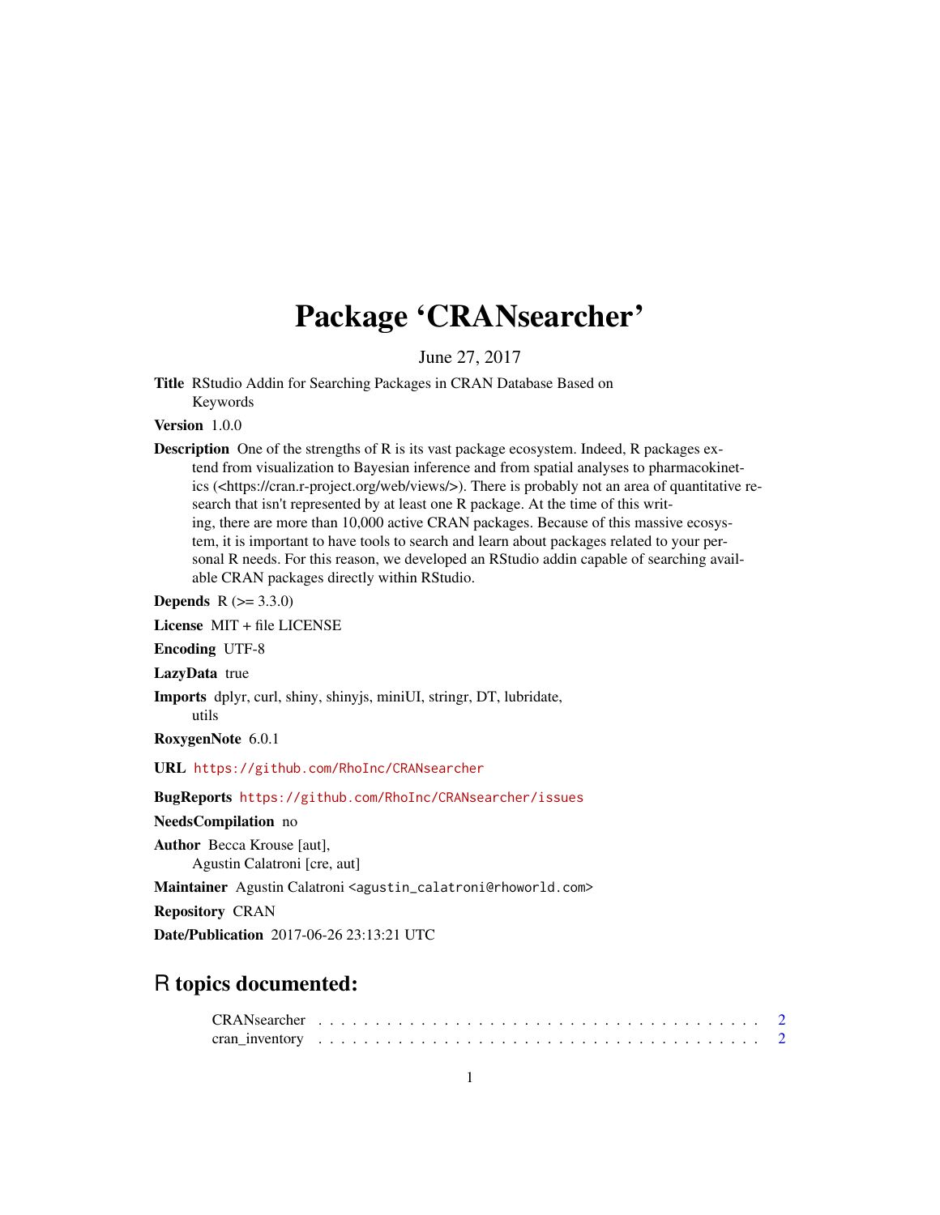# Package 'CRANsearcher'

June 27, 2017

**Title** RStudio Addin for Searching Packages in CRAN Database Based on Keywords

**Version** 1.0.0

**Description** One of the strengths of R is its vast package ecosystem. Indeed, R packages extend from visualization to Bayesian inference and from spatial analyses to pharmacokinetics (<https://cran.r-project.org/web/views/>). There is probably not an area of quantitative research that isn't represented by at least one R package. At the time of this writing, there are more than 10,000 active CRAN packages. Because of this massive ecosystem, it is important to have tools to search and learn about packages related to your personal R needs. For this reason, we developed an RStudio addin capable of searching available CRAN packages directly within RStudio.

**Depends** R (>= 3.3.0)

**License** MIT + file LICENSE

**Encoding** UTF-8

**LazyData** true

**Imports** dplyr, curl, shiny, shinyjs, miniUI, stringr, DT, lubridate, utils

**RoxygenNote** 6.0.1

**URL** https://github.com/RhoInc/CRANsearcher

**BugReports** https://github.com/RhoInc/CRANsearcher/issues

**NeedsCompilation** no

**Author** Becca Krouse [aut], Agustin Calatroni [cre, aut]

**Maintainer** Agustin Calatroni <agustin_calatroni@rhoworld.com>

**Repository** CRAN

**Date/Publication** 2017-06-26 23:13:21 UTC

## R topics documented:

CRANsearcher . . . . . . . . . . . . . . . . . . . . . . . . . . . . . . . . . . . . . 2
cran_inventory . . . . . . . . . . . . . . . . . . . . . . . . . . . . . . . . . . . . . 2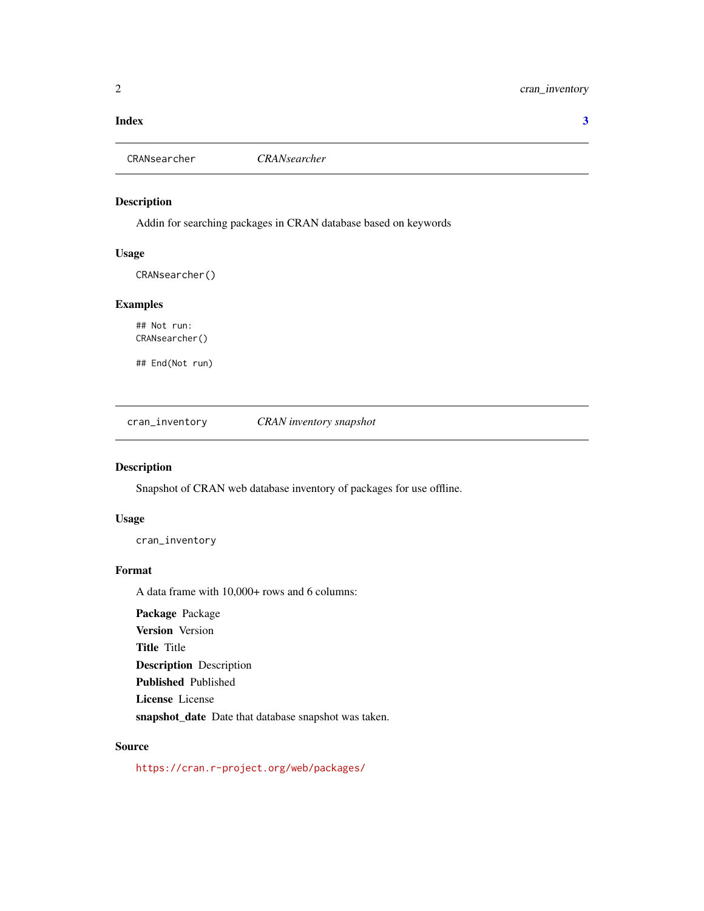| | |
|---|---|
| **Index** | **3** |

## CRANsearcher — *CRANsearcher*

### Description

Addin for searching packages in CRAN database based on keywords

### Usage

```
CRANsearcher()
```

### Examples

```
## Not run:
CRANsearcher()

## End(Not run)
```

## cran_inventory — *CRAN inventory snapshot*

### Description

Snapshot of CRAN web database inventory of packages for use offline.

### Usage

```
cran_inventory
```

### Format

A data frame with 10,000+ rows and 6 columns:

**Package** Package
**Version** Version
**Title** Title
**Description** Description
**Published** Published
**License** License
**snapshot_date** Date that database snapshot was taken.

### Source

https://cran.r-project.org/web/packages/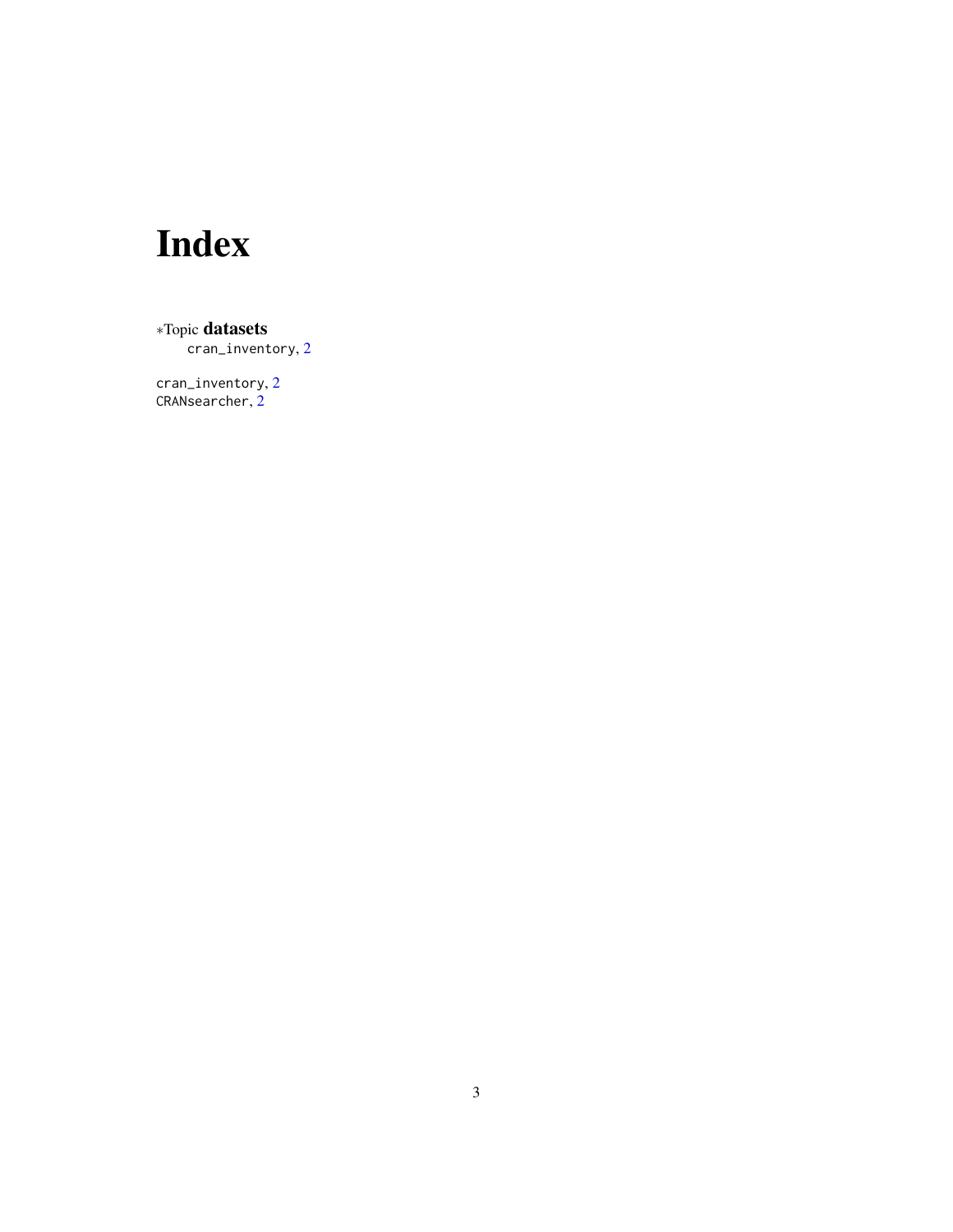# Index

∗Topic **datasets**
    cran_inventory, 2

cran_inventory, 2
CRANsearcher, 2